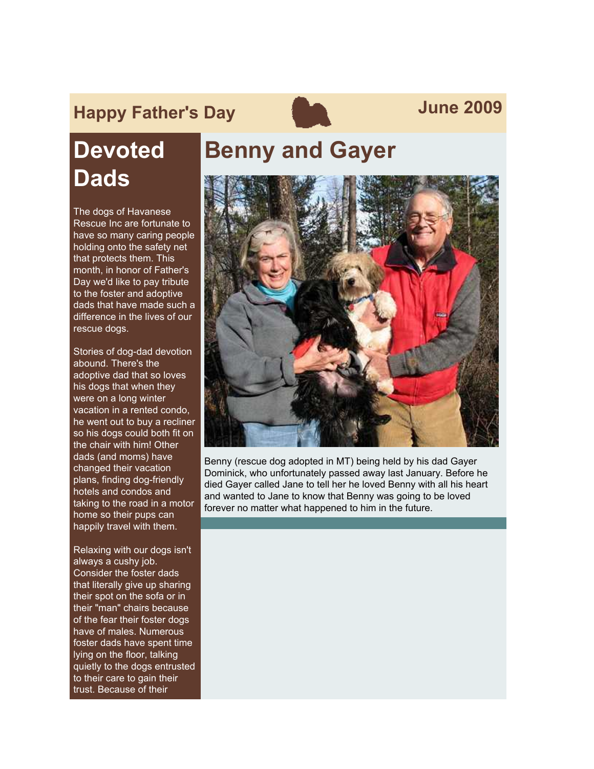Happy Father's Day

June 2009

# Devoted Dads

The dogs of Havanese Rescue Inc are fortunate to have so many caring people holding onto the safety net that protects them. This month, in honor of Father's Day we'd like to pay tribute to the foster and adoptive dads that have made such a difference in the lives of our rescue dogs.

Stories of dog-dad devotion abound. There's the adoptive dad that so loves his dogs that when they were on a long winter vacation in a rented condo, he went out to buy a recliner so his dogs could both fit on the chair with him! Other dads (and moms) have changed their vacation plans, finding dog-friendly hotels and condos and taking to the road in a motor home so their pups can happily travel with them.

Relaxing with our dogs isn't always a cushy job. Consider the foster dads that literally give up sharing their spot on the sofa or in their "man" chairs because of the fear their foster dogs have of males. Numerous foster dads have spent time lying on the floor, talking quietly to the dogs entrusted to their care to gain their trust. Because of their

# Benny and Gayer

Benny (rescue dog adopted in MT) being held by his dad Gayer Dominick, who unfortunately passed away last January. Before he died Gayer called Jane to tell her he loved Benny with all his heart and wanted to Jane to know that Benny was going to be loved forever no matter what happened to him in the future.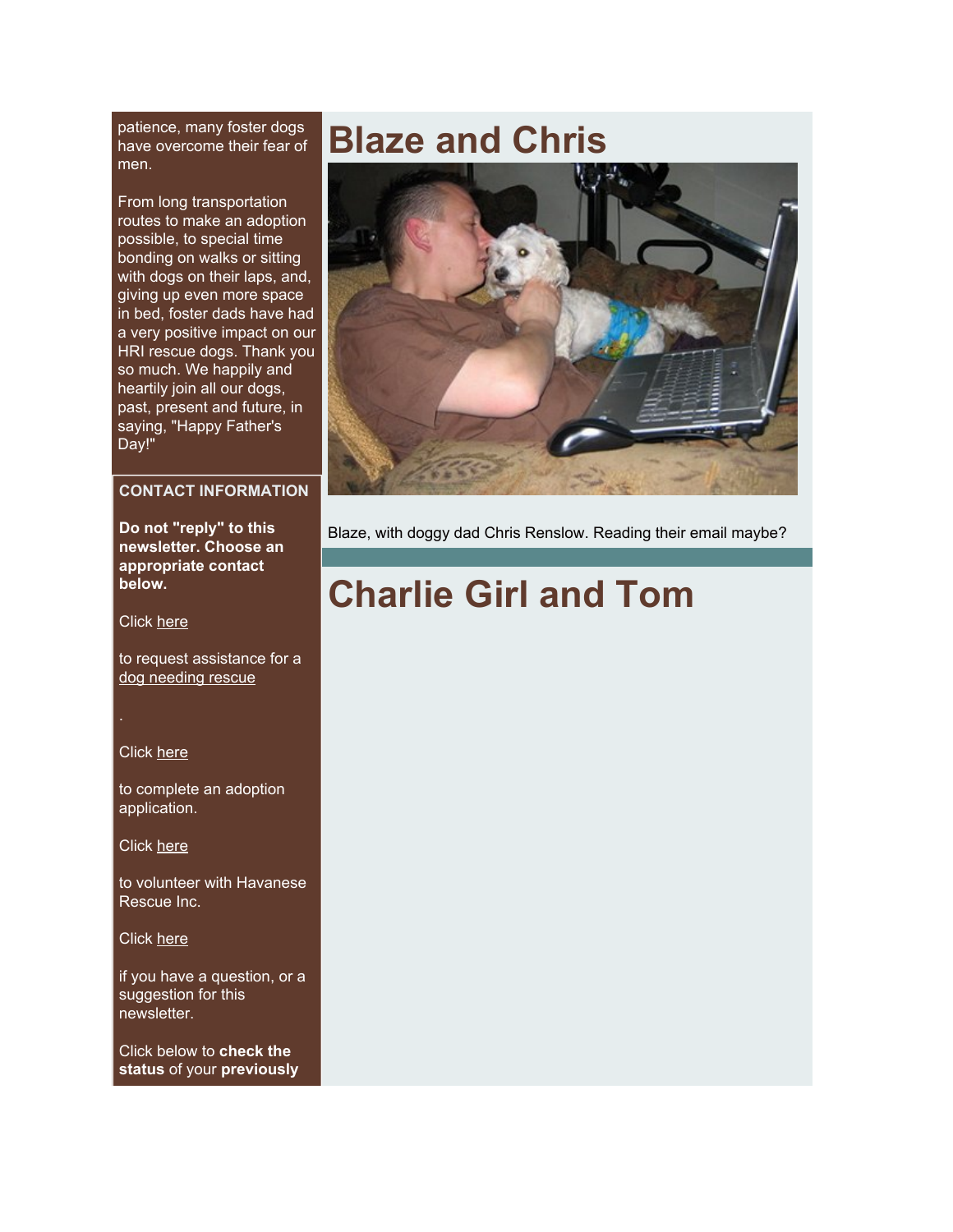patience, many foster dogs have overcome their fear of men.

From long transportation routes to make an adoption possible, to special time bonding on walks or sitting with dogs on their laps, and, giving up even more space in bed, foster dads have had a very positive impact on our HRI rescue dogs. Thank you so much. We happily and heartily join all our dogs, past, present and future, in saying, "Happy Father's Day!"

**CONTACT INFORMATION**

**Do not "reply" to this newsletter. Choose an appropriate contact below.**

Click here

to request assistance for a dog needing rescue

.

Click here

to complete an adoption application.

Click here

to volunteer with Havanese Rescue Inc.

Click here

if you have a question, or a suggestion for this newsletter.

Click below to **check the status** of your **previously**

# Blaze and Chris

Blaze, with doggy dad Chris Renslow. Reading their email maybe?

# Charlie Girl and Tom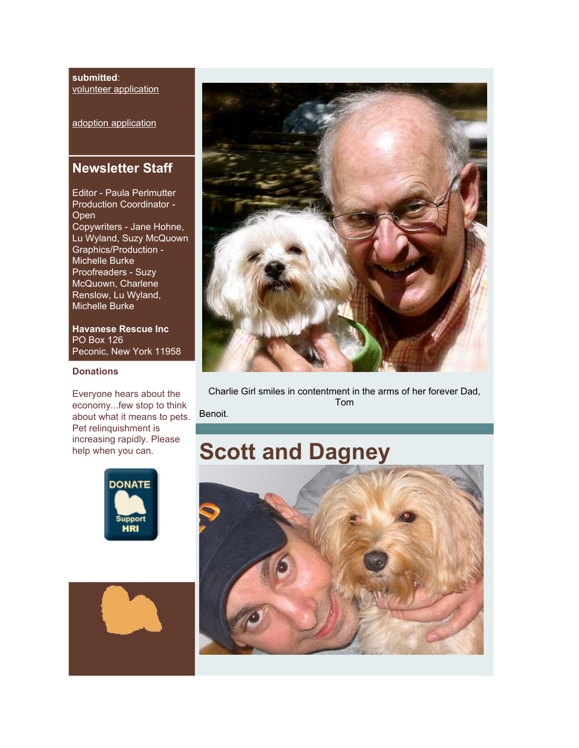**submitted**:
volunteer application

adoption application

## Newsletter Staff

Editor - Paula Perlmutter
Production Coordinator - Open
Copywriters - Jane Hohne, Lu Wyland, Suzy McQuown
Graphics/Production - Michelle Burke
Proofreaders - Suzy McQuown, Charlene Renslow, Lu Wyland, Michelle Burke

**Havanese Rescue Inc**
PO Box 126
Peconic, New York 11958

**Donations**

Everyone hears about the economy...few stop to think about what it means to pets. Pet relinquishment is increasing rapidly. Please help when you can.

Charlie Girl smiles in contentment in the arms of her forever Dad, Tom Benoit.

# Scott and Dagney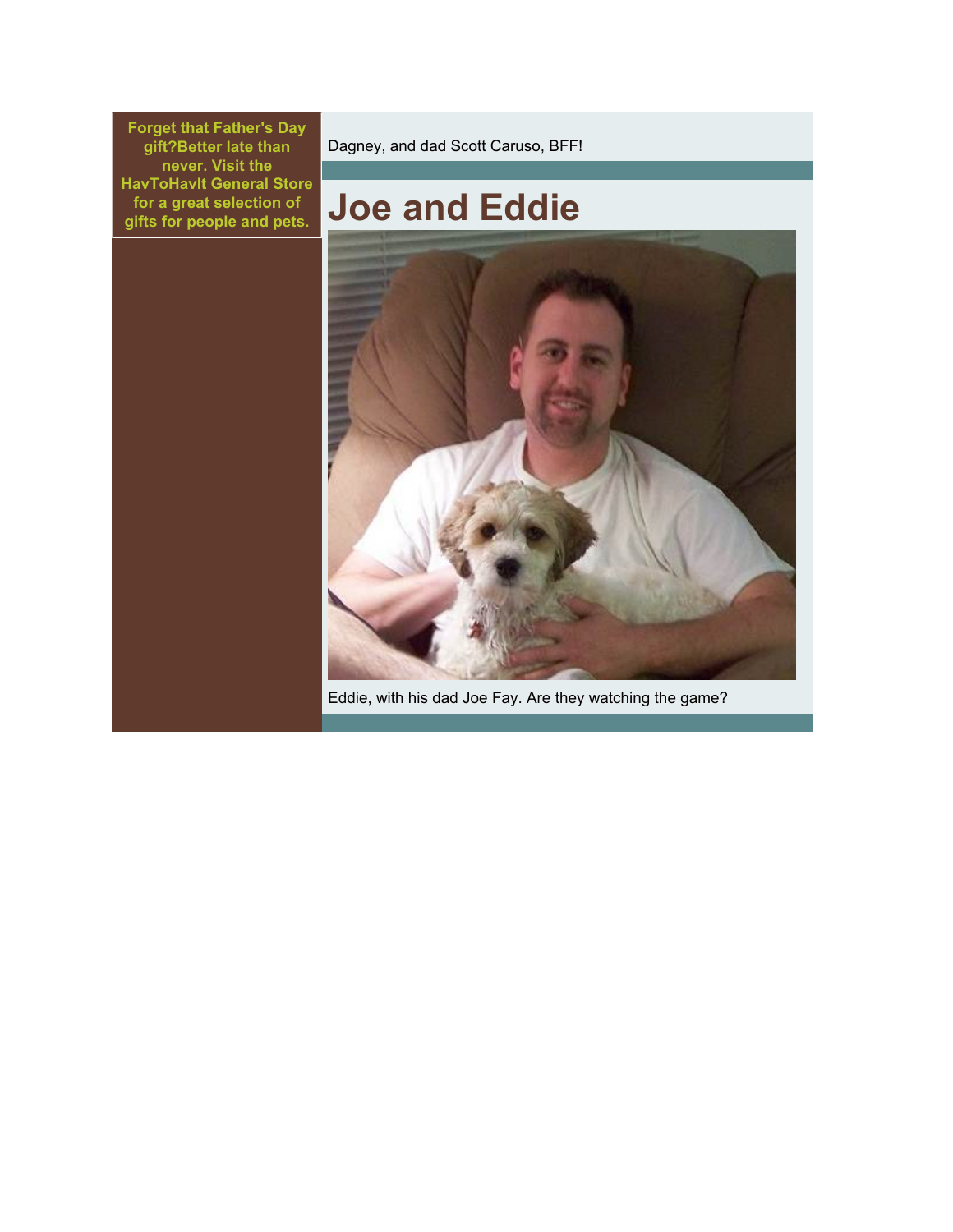**Forget that Father's Day gift?Better late than never. Visit the HavToHavIt General Store for a great selection of gifts for people and pets.**

Dagney, and dad Scott Caruso, BFF!

# Joe and Eddie

Eddie, with his dad Joe Fay. Are they watching the game?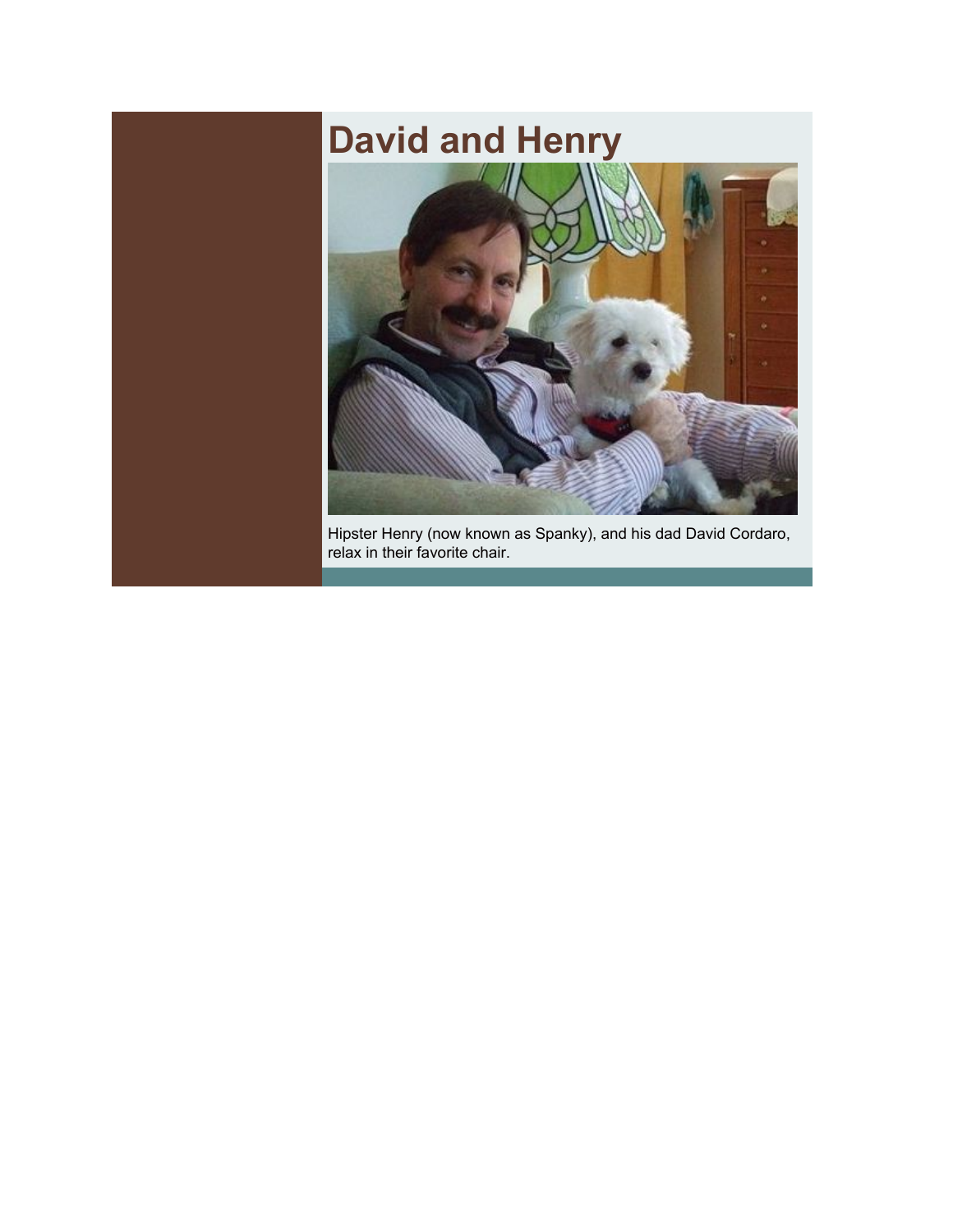# David and Henry

Hipster Henry (now known as Spanky), and his dad David Cordaro, relax in their favorite chair.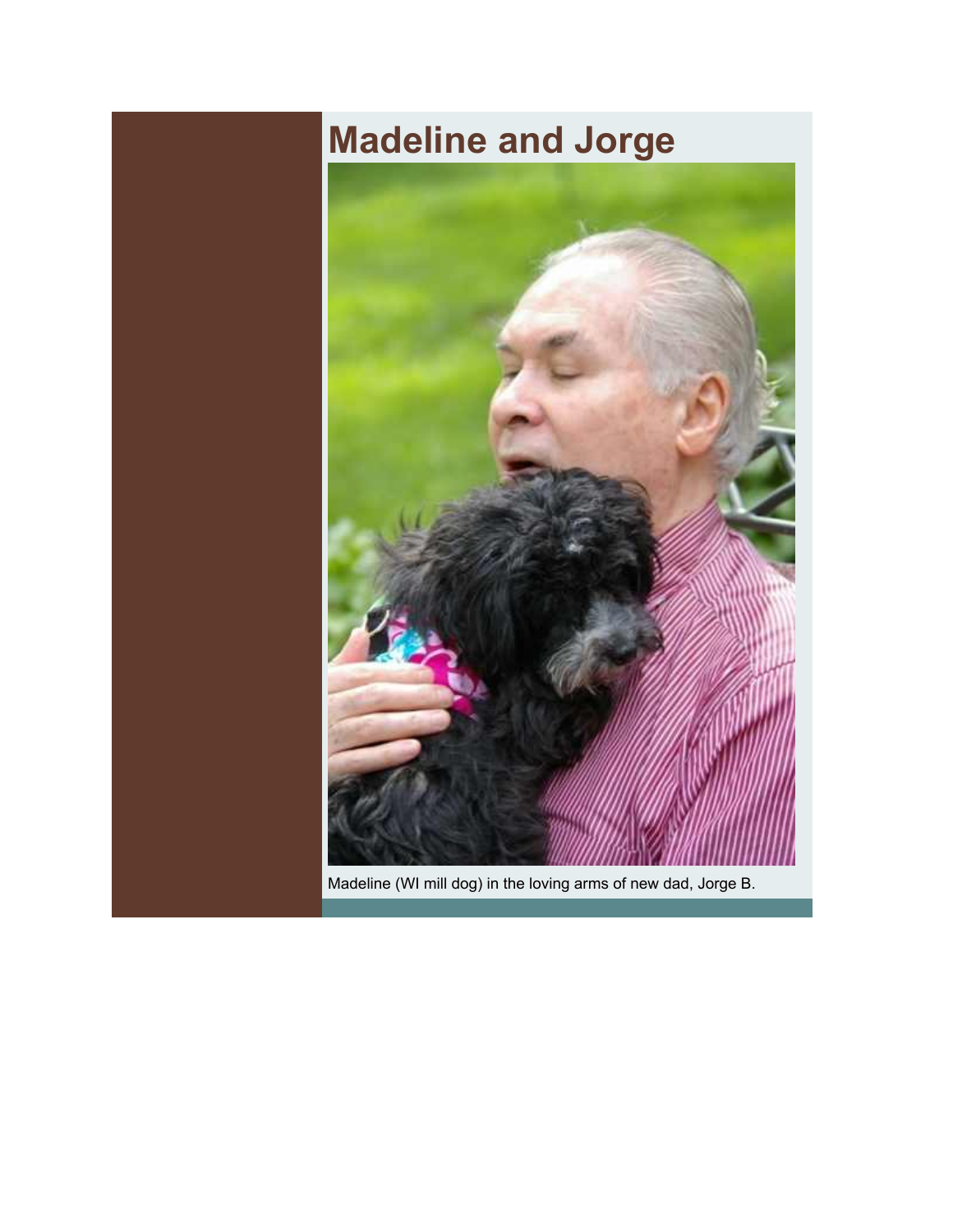# Madeline and Jorge

Madeline (WI mill dog) in the loving arms of new dad, Jorge B.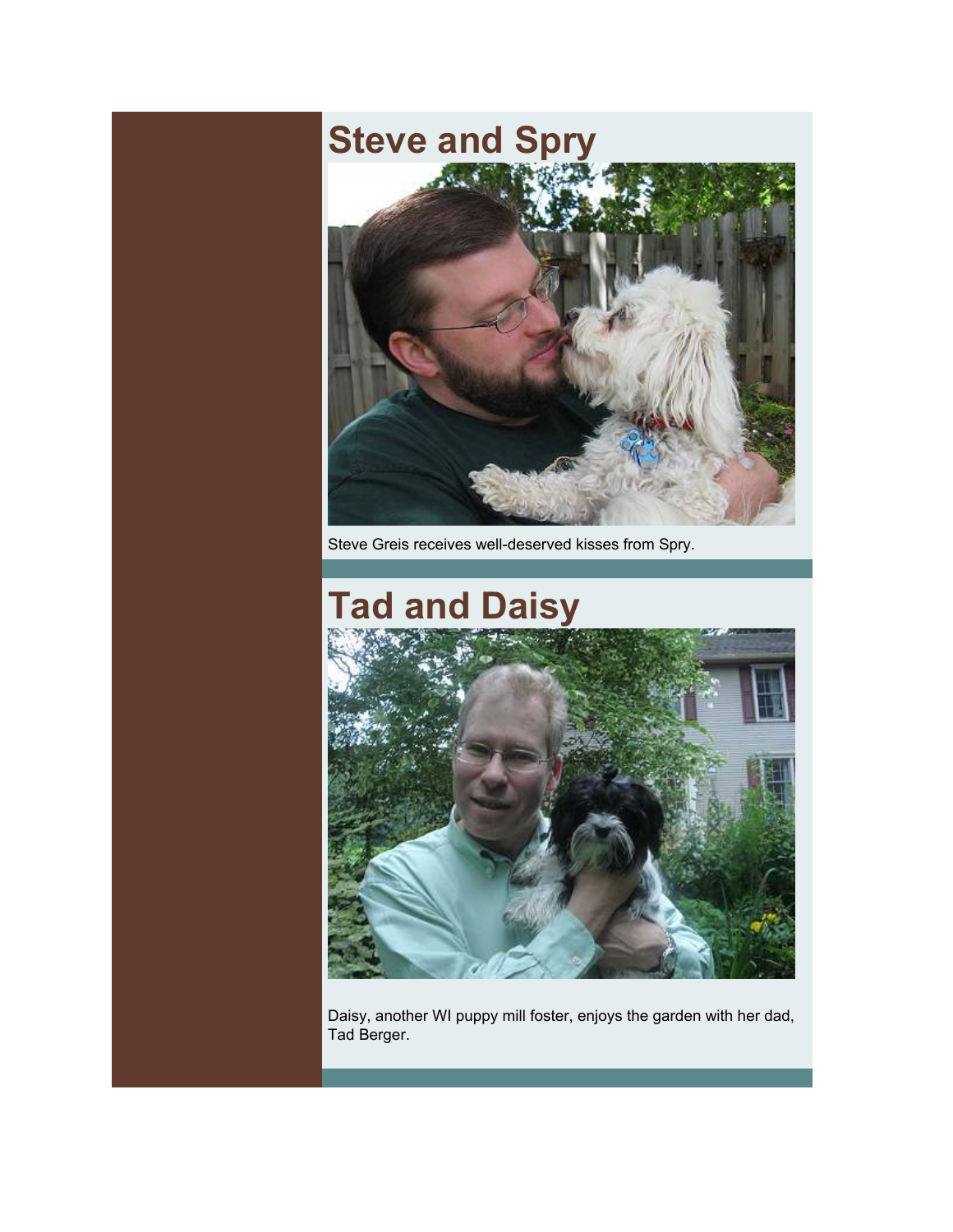# Steve and Spry

Steve Greis receives well-deserved kisses from Spry.

# Tad and Daisy

Daisy, another WI puppy mill foster, enjoys the garden with her dad, Tad Berger.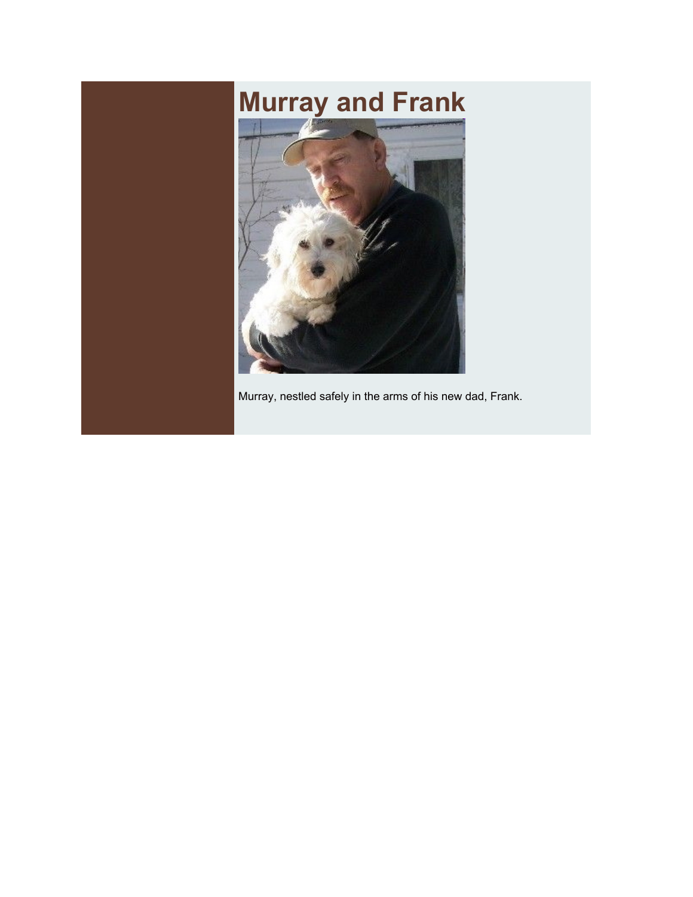# Murray and Frank

Murray, nestled safely in the arms of his new dad, Frank.